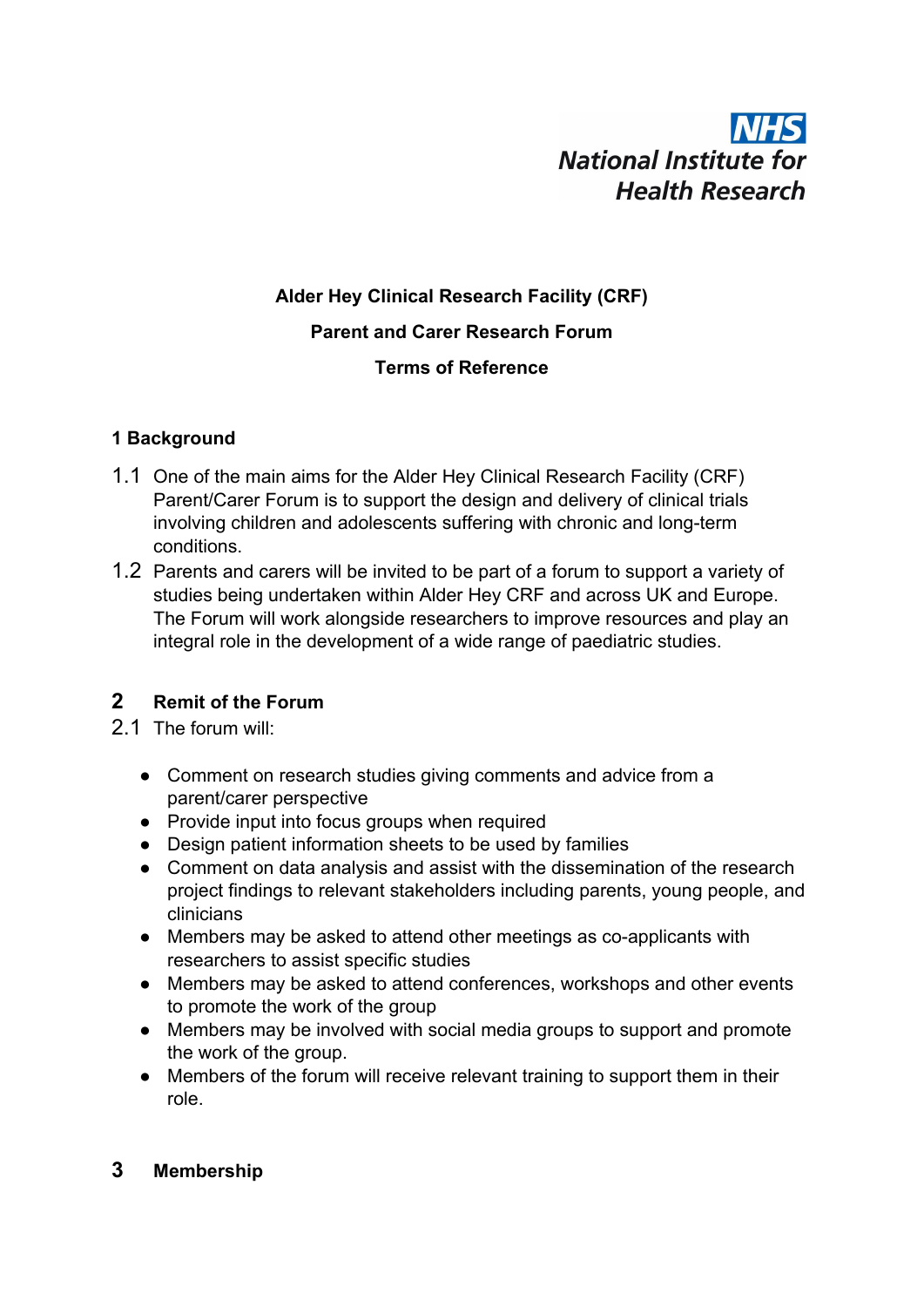NHS
National Institute for Health Research

# Alder Hey Clinical Research Facility (CRF)

# Parent and Carer Research Forum

# Terms of Reference

## 1 Background

1.1 One of the main aims for the Alder Hey Clinical Research Facility (CRF) Parent/Carer Forum is to support the design and delivery of clinical trials involving children and adolescents suffering with chronic and long-term conditions.

1.2 Parents and carers will be invited to be part of a forum to support a variety of studies being undertaken within Alder Hey CRF and across UK and Europe. The Forum will work alongside researchers to improve resources and play an integral role in the development of a wide range of paediatric studies.

## 2 Remit of the Forum

2.1 The forum will:

- Comment on research studies giving comments and advice from a parent/carer perspective
- Provide input into focus groups when required
- Design patient information sheets to be used by families
- Comment on data analysis and assist with the dissemination of the research project findings to relevant stakeholders including parents, young people, and clinicians
- Members may be asked to attend other meetings as co-applicants with researchers to assist specific studies
- Members may be asked to attend conferences, workshops and other events to promote the work of the group
- Members may be involved with social media groups to support and promote the work of the group.
- Members of the forum will receive relevant training to support them in their role.

## 3 Membership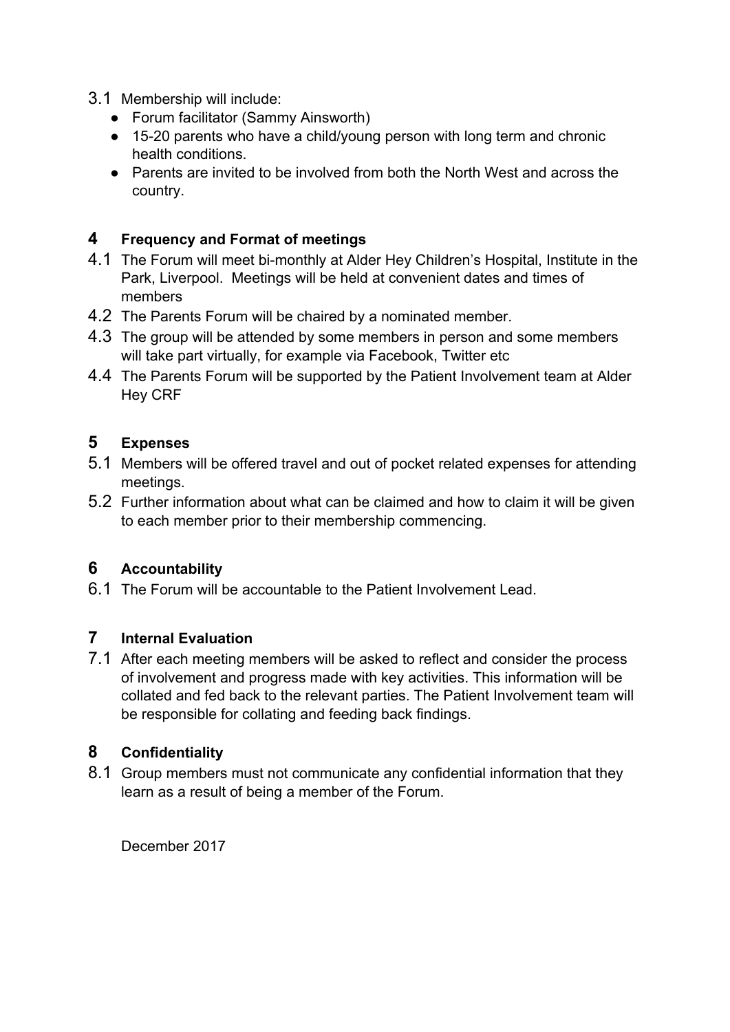3.1 Membership will include:

- Forum facilitator (Sammy Ainsworth)
- 15-20 parents who have a child/young person with long term and chronic health conditions.
- Parents are invited to be involved from both the North West and across the country.

## 4 Frequency and Format of meetings

4.1 The Forum will meet bi-monthly at Alder Hey Children's Hospital, Institute in the Park, Liverpool. Meetings will be held at convenient dates and times of members

4.2 The Parents Forum will be chaired by a nominated member.

4.3 The group will be attended by some members in person and some members will take part virtually, for example via Facebook, Twitter etc

4.4 The Parents Forum will be supported by the Patient Involvement team at Alder Hey CRF

## 5 Expenses

5.1 Members will be offered travel and out of pocket related expenses for attending meetings.

5.2 Further information about what can be claimed and how to claim it will be given to each member prior to their membership commencing.

## 6 Accountability

6.1 The Forum will be accountable to the Patient Involvement Lead.

## 7 Internal Evaluation

7.1 After each meeting members will be asked to reflect and consider the process of involvement and progress made with key activities. This information will be collated and fed back to the relevant parties. The Patient Involvement team will be responsible for collating and feeding back findings.

## 8 Confidentiality

8.1 Group members must not communicate any confidential information that they learn as a result of being a member of the Forum.

December 2017